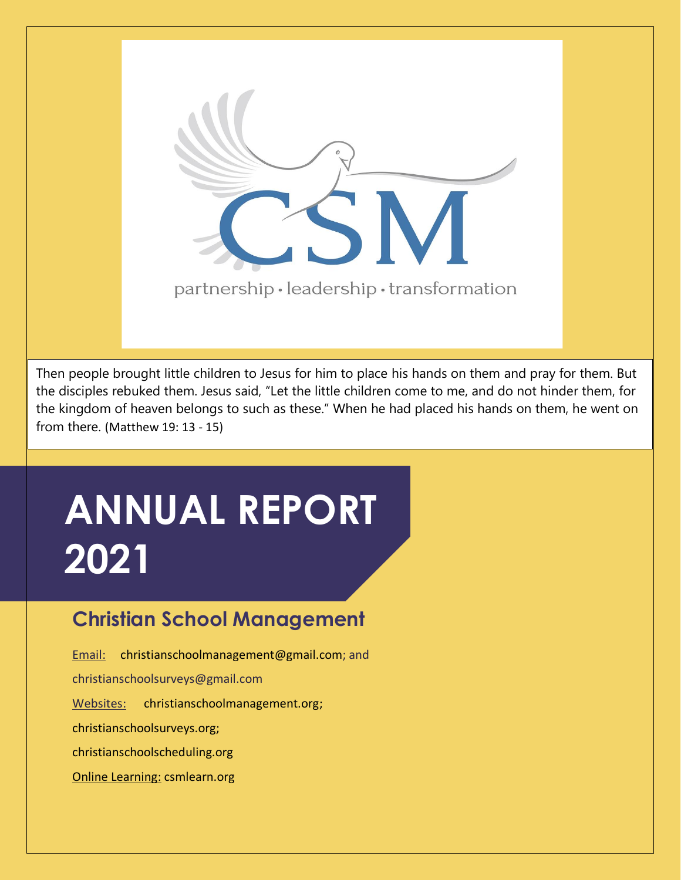CSM

partnership • leadership • transformation

Then people brought little children to Jesus for him to place his hands on them and pray for them. But the disciples rebuked them. Jesus said, "Let the little children come to me, and do not hinder them, for the kingdom of heaven belongs to such as these." When he had placed his hands on them, he went on from there. (Matthew 19: 13 - 15)

# ANNUAL REPORT 2021

## Christian School Management

Email: christianschoolmanagement@gmail.com; and christianschoolsurveys@gmail.com

Websites: christianschoolmanagement.org; christianschoolsurveys.org; christianschoolscheduling.org

Online Learning: csmlearn.org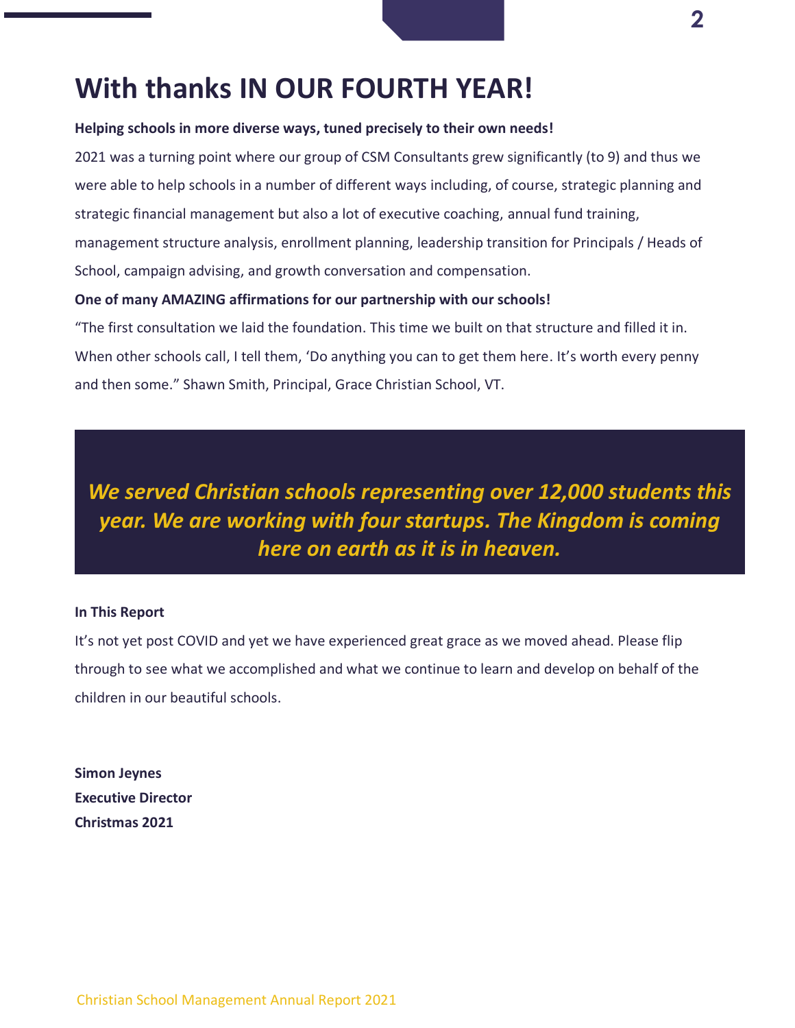# With thanks IN OUR FOURTH YEAR!

**Helping schools in more diverse ways, tuned precisely to their own needs!**

2021 was a turning point where our group of CSM Consultants grew significantly (to 9) and thus we were able to help schools in a number of different ways including, of course, strategic planning and strategic financial management but also a lot of executive coaching, annual fund training, management structure analysis, enrollment planning, leadership transition for Principals / Heads of School, campaign advising, and growth conversation and compensation.

**One of many AMAZING affirmations for our partnership with our schools!**

“The first consultation we laid the foundation. This time we built on that structure and filled it in. When other schools call, I tell them, ‘Do anything you can to get them here. It’s worth every penny and then some.” Shawn Smith, Principal, Grace Christian School, VT.

***We served Christian schools representing over 12,000 students this year. We are working with four startups. The Kingdom is coming here on earth as it is in heaven.***

**In This Report**

It’s not yet post COVID and yet we have experienced great grace as we moved ahead. Please flip through to see what we accomplished and what we continue to learn and develop on behalf of the children in our beautiful schools.

**Simon Jeynes**
**Executive Director**
**Christmas 2021**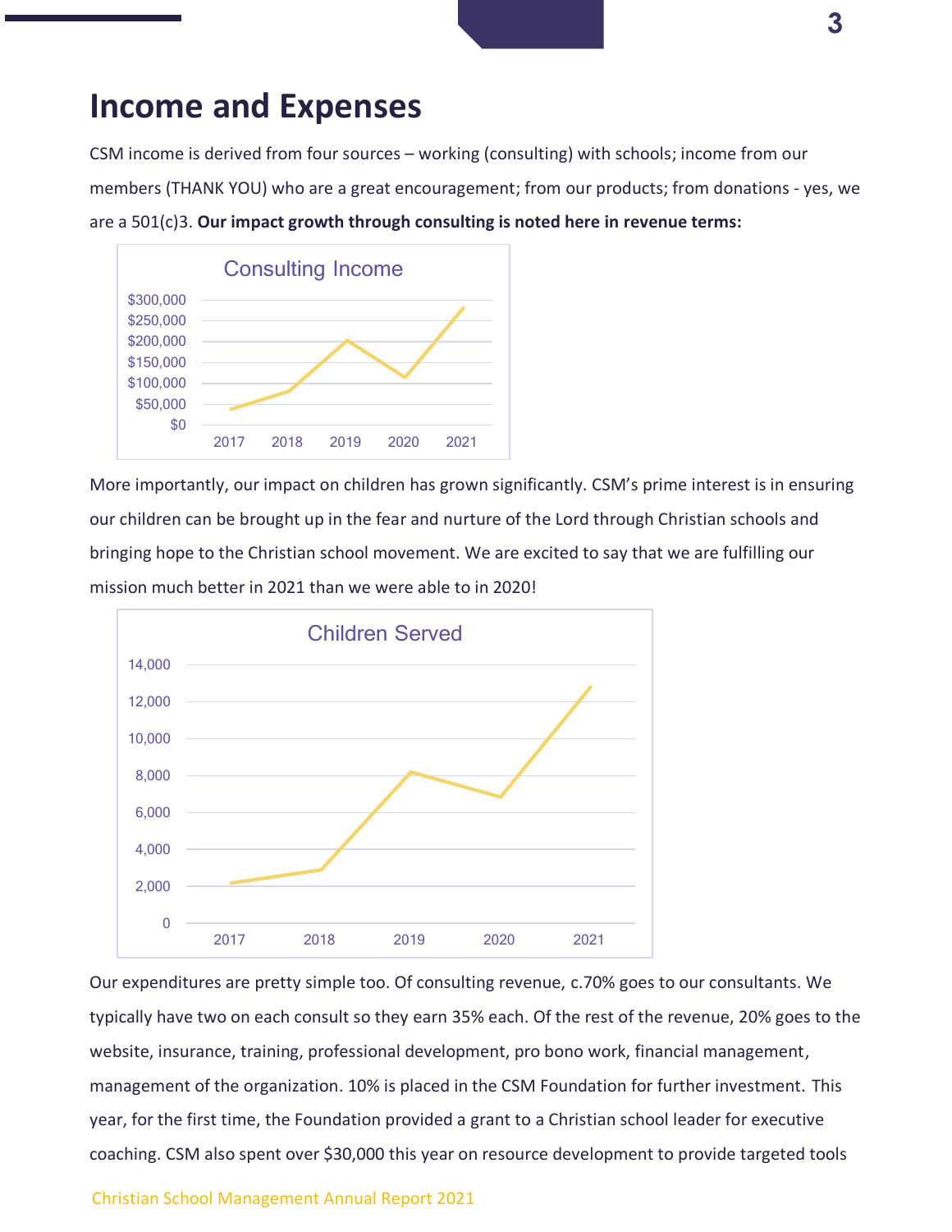# Income and Expenses

CSM income is derived from four sources – working (consulting) with schools; income from our members (THANK YOU) who are a great encouragement; from our products; from donations - yes, we are a 501(c)3. **Our impact growth through consulting is noted here in revenue terms:**

More importantly, our impact on children has grown significantly. CSM's prime interest is in ensuring our children can be brought up in the fear and nurture of the Lord through Christian schools and bringing hope to the Christian school movement. We are excited to say that we are fulfilling our mission much better in 2021 than we were able to in 2020!

Our expenditures are pretty simple too. Of consulting revenue, c.70% goes to our consultants. We typically have two on each consult so they earn 35% each. Of the rest of the revenue, 20% goes to the website, insurance, training, professional development, pro bono work, financial management, management of the organization. 10% is placed in the CSM Foundation for further investment. This year, for the first time, the Foundation provided a grant to a Christian school leader for executive coaching. CSM also spent over $30,000 this year on resource development to provide targeted tools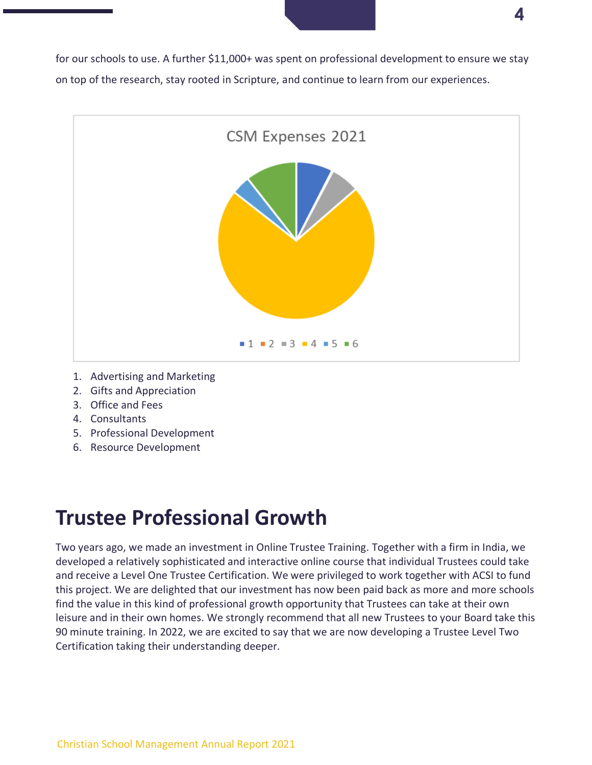for our schools to use. A further $11,000+ was spent on professional development to ensure we stay on top of the research, stay rooted in Scripture, and continue to learn from our experiences.

CSM Expenses 2021

1 2 3 4 5 6

1. Advertising and Marketing
2. Gifts and Appreciation
3. Office and Fees
4. Consultants
5. Professional Development
6. Resource Development

# Trustee Professional Growth

Two years ago, we made an investment in Online Trustee Training. Together with a firm in India, we developed a relatively sophisticated and interactive online course that individual Trustees could take and receive a Level One Trustee Certification. We were privileged to work together with ACSI to fund this project. We are delighted that our investment has now been paid back as more and more schools find the value in this kind of professional growth opportunity that Trustees can take at their own leisure and in their own homes. We strongly recommend that all new Trustees to your Board take this 90 minute training. In 2022, we are excited to say that we are now developing a Trustee Level Two Certification taking their understanding deeper.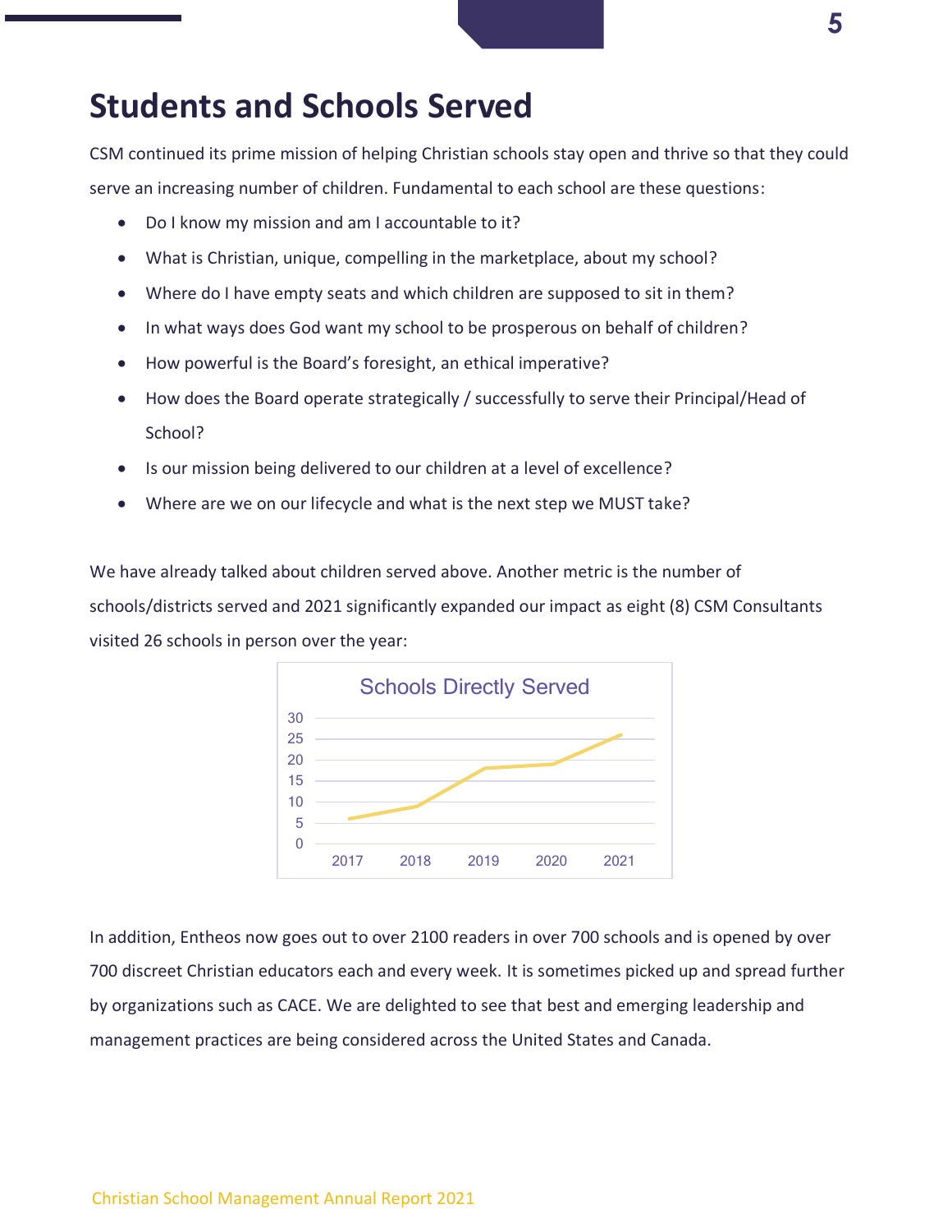# Students and Schools Served

CSM continued its prime mission of helping Christian schools stay open and thrive so that they could serve an increasing number of children. Fundamental to each school are these questions:

- Do I know my mission and am I accountable to it?
- What is Christian, unique, compelling in the marketplace, about my school?
- Where do I have empty seats and which children are supposed to sit in them?
- In what ways does God want my school to be prosperous on behalf of children?
- How powerful is the Board's foresight, an ethical imperative?
- How does the Board operate strategically / successfully to serve their Principal/Head of School?
- Is our mission being delivered to our children at a level of excellence?
- Where are we on our lifecycle and what is the next step we MUST take?

We have already talked about children served above. Another metric is the number of schools/districts served and 2021 significantly expanded our impact as eight (8) CSM Consultants visited 26 schools in person over the year:

**Schools Directly Served**

| Year | Schools |
|---|---|
| 2017 | 6 |
| 2018 | 9 |
| 2019 | 18 |
| 2020 | 19 |
| 2021 | 26 |

In addition, Entheos now goes out to over 2100 readers in over 700 schools and is opened by over 700 discreet Christian educators each and every week. It is sometimes picked up and spread further by organizations such as CACE. We are delighted to see that best and emerging leadership and management practices are being considered across the United States and Canada.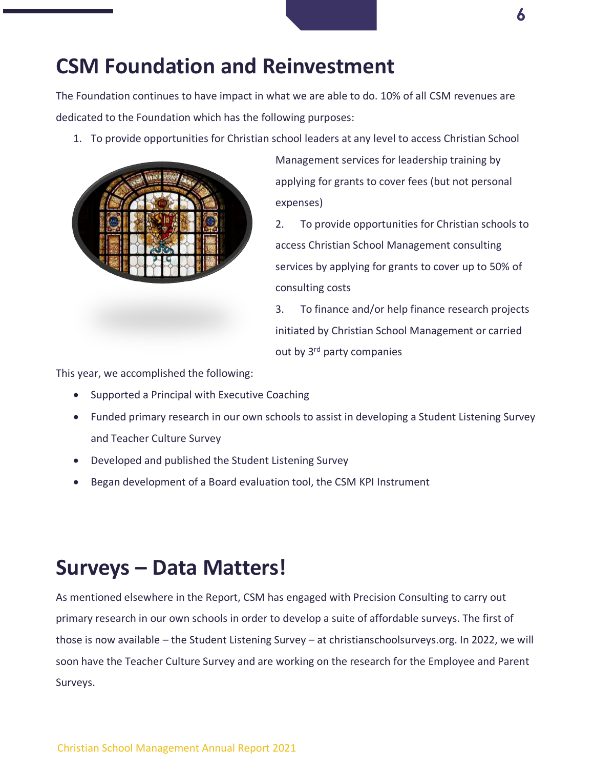# CSM Foundation and Reinvestment

The Foundation continues to have impact in what we are able to do. 10% of all CSM revenues are dedicated to the Foundation which has the following purposes:

1. To provide opportunities for Christian school leaders at any level to access Christian School Management services for leadership training by applying for grants to cover fees (but not personal expenses)
2. To provide opportunities for Christian schools to access Christian School Management consulting services by applying for grants to cover up to 50% of consulting costs
3. To finance and/or help finance research projects initiated by Christian School Management or carried out by 3rd party companies

This year, we accomplished the following:

- Supported a Principal with Executive Coaching
- Funded primary research in our own schools to assist in developing a Student Listening Survey and Teacher Culture Survey
- Developed and published the Student Listening Survey
- Began development of a Board evaluation tool, the CSM KPI Instrument

# Surveys – Data Matters!

As mentioned elsewhere in the Report, CSM has engaged with Precision Consulting to carry out primary research in our own schools in order to develop a suite of affordable surveys. The first of those is now available – the Student Listening Survey – at christianschoolsurveys.org. In 2022, we will soon have the Teacher Culture Survey and are working on the research for the Employee and Parent Surveys.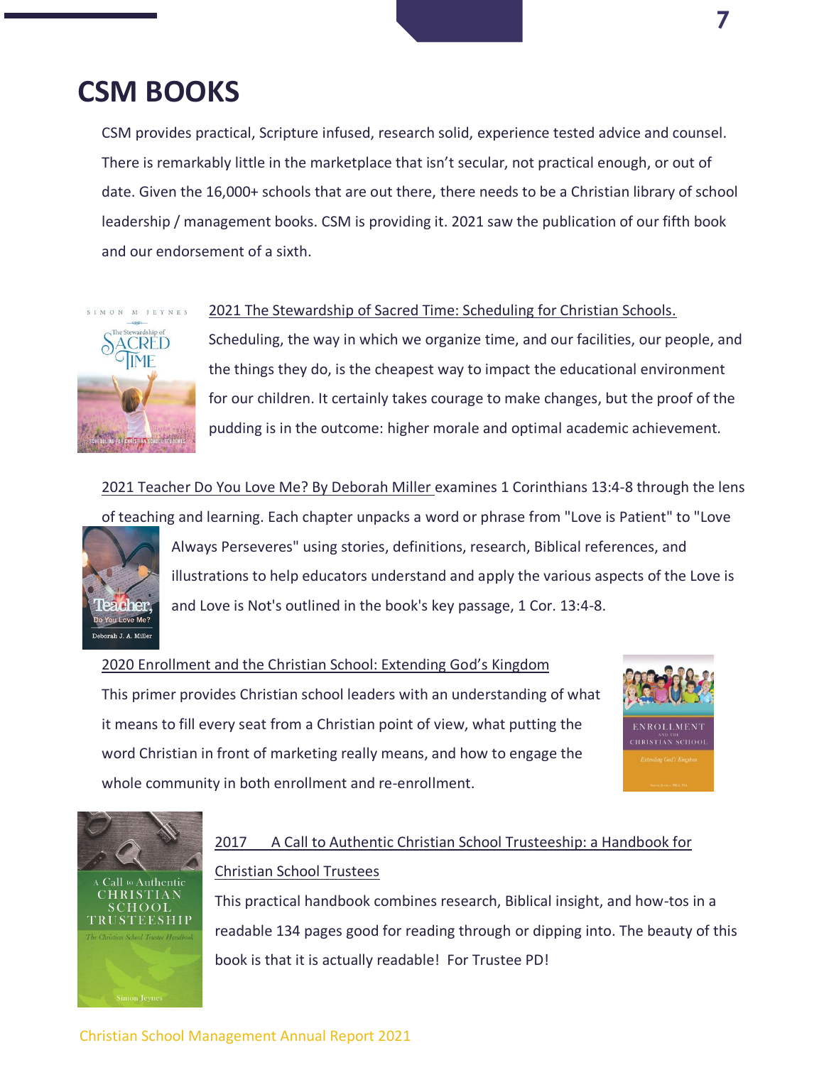# CSM BOOKS

CSM provides practical, Scripture infused, research solid, experience tested advice and counsel. There is remarkably little in the marketplace that isn't secular, not practical enough, or out of date. Given the 16,000+ schools that are out there, there needs to be a Christian library of school leadership / management books. CSM is providing it. 2021 saw the publication of our fifth book and our endorsement of a sixth.

2021 The Stewardship of Sacred Time: Scheduling for Christian Schools. Scheduling, the way in which we organize time, and our facilities, our people, and the things they do, is the cheapest way to impact the educational environment for our children. It certainly takes courage to make changes, but the proof of the pudding is in the outcome: higher morale and optimal academic achievement.

2021 Teacher Do You Love Me? By Deborah Miller examines 1 Corinthians 13:4-8 through the lens of teaching and learning. Each chapter unpacks a word or phrase from "Love is Patient" to "Love Always Perseveres" using stories, definitions, research, Biblical references, and illustrations to help educators understand and apply the various aspects of the Love is and Love is Not's outlined in the book's key passage, 1 Cor. 13:4-8.

2020 Enrollment and the Christian School: Extending God's Kingdom
This primer provides Christian school leaders with an understanding of what it means to fill every seat from a Christian point of view, what putting the word Christian in front of marketing really means, and how to engage the whole community in both enrollment and re-enrollment.

2017 A Call to Authentic Christian School Trusteeship: a Handbook for Christian School Trustees
This practical handbook combines research, Biblical insight, and how-tos in a readable 134 pages good for reading through or dipping into. The beauty of this book is that it is actually readable! For Trustee PD!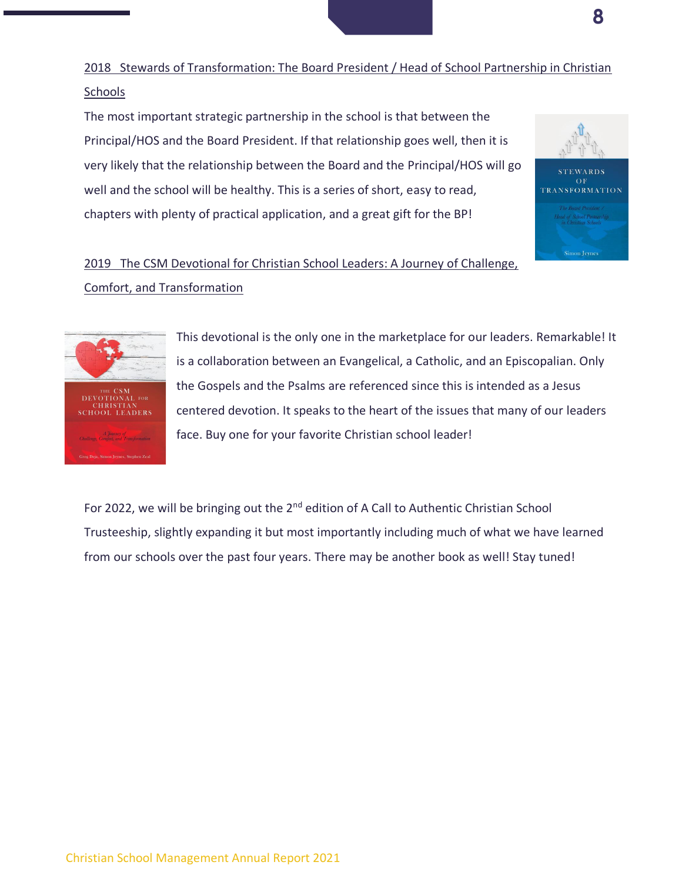2018 Stewards of Transformation: The Board President / Head of School Partnership in Christian Schools

The most important strategic partnership in the school is that between the Principal/HOS and the Board President. If that relationship goes well, then it is very likely that the relationship between the Board and the Principal/HOS will go well and the school will be healthy. This is a series of short, easy to read, chapters with plenty of practical application, and a great gift for the BP!

2019 The CSM Devotional for Christian School Leaders: A Journey of Challenge, Comfort, and Transformation

This devotional is the only one in the marketplace for our leaders. Remarkable! It is a collaboration between an Evangelical, a Catholic, and an Episcopalian. Only the Gospels and the Psalms are referenced since this is intended as a Jesus centered devotion. It speaks to the heart of the issues that many of our leaders face. Buy one for your favorite Christian school leader!

For 2022, we will be bringing out the 2nd edition of A Call to Authentic Christian School Trusteeship, slightly expanding it but most importantly including much of what we have learned from our schools over the past four years. There may be another book as well! Stay tuned!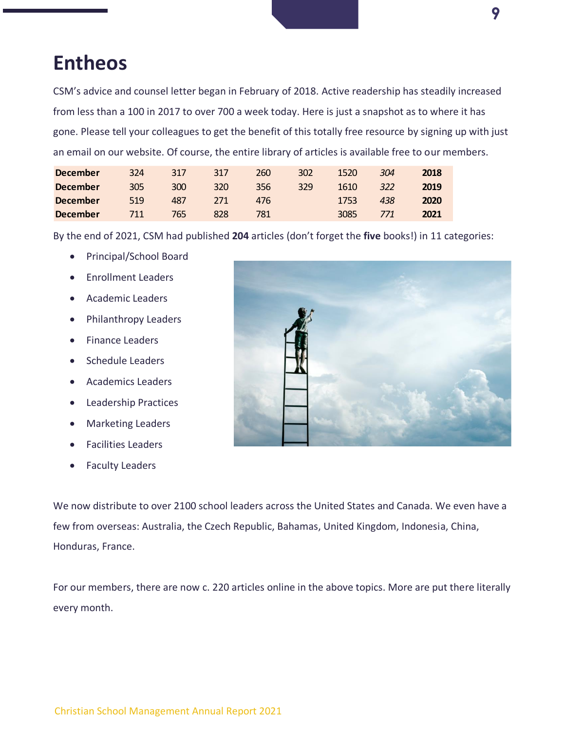# Entheos

CSM's advice and counsel letter began in February of 2018. Active readership has steadily increased from less than a 100 in 2017 to over 700 a week today. Here is just a snapshot as to where it has gone. Please tell your colleagues to get the benefit of this totally free resource by signing up with just an email on our website. Of course, the entire library of articles is available free to our members.

| | | | | | | | | |
|---|---|---|---|---|---|---|---|---|
| **December** | 324 | 317 | 317 | 260 | 302 | 1520 | *304* | **2018** |
| **December** | 305 | 300 | 320 | 356 | 329 | 1610 | *322* | **2019** |
| **December** | 519 | 487 | 271 | 476 | | 1753 | *438* | **2020** |
| **December** | 711 | 765 | 828 | 781 | | 3085 | *771* | **2021** |

By the end of 2021, CSM had published **204** articles (don't forget the **five** books!) in 11 categories:

- Principal/School Board
- Enrollment Leaders
- Academic Leaders
- Philanthropy Leaders
- Finance Leaders
- Schedule Leaders
- Academics Leaders
- Leadership Practices
- Marketing Leaders
- Facilities Leaders
- Faculty Leaders

We now distribute to over 2100 school leaders across the United States and Canada. We even have a few from overseas: Australia, the Czech Republic, Bahamas, United Kingdom, Indonesia, China, Honduras, France.

For our members, there are now c. 220 articles online in the above topics. More are put there literally every month.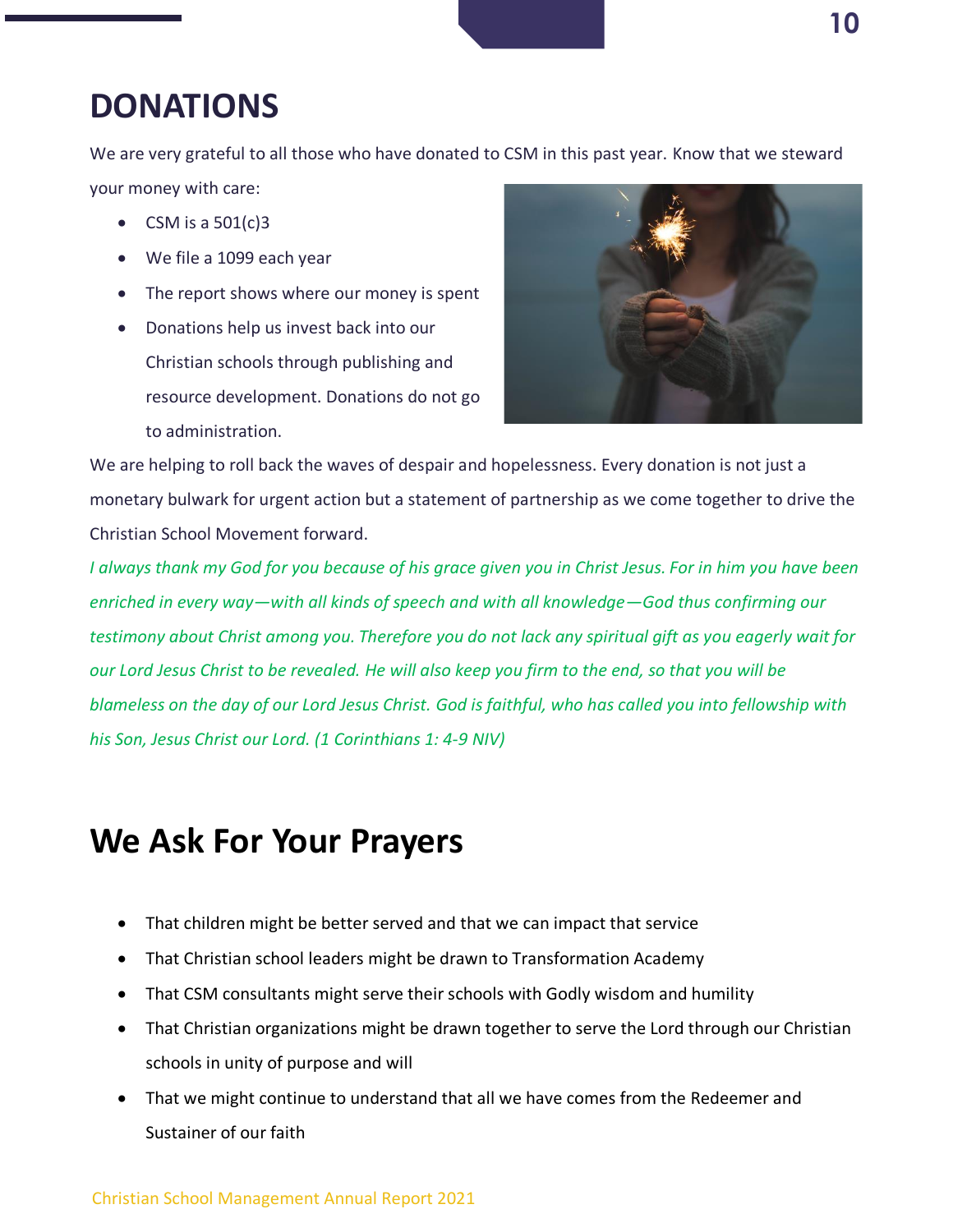# DONATIONS

We are very grateful to all those who have donated to CSM in this past year. Know that we steward your money with care:

- CSM is a 501(c)3
- We file a 1099 each year
- The report shows where our money is spent
- Donations help us invest back into our Christian schools through publishing and resource development. Donations do not go to administration.

We are helping to roll back the waves of despair and hopelessness. Every donation is not just a monetary bulwark for urgent action but a statement of partnership as we come together to drive the Christian School Movement forward.

*I always thank my God for you because of his grace given you in Christ Jesus. For in him you have been enriched in every way—with all kinds of speech and with all knowledge—God thus confirming our testimony about Christ among you. Therefore you do not lack any spiritual gift as you eagerly wait for our Lord Jesus Christ to be revealed. He will also keep you firm to the end, so that you will be blameless on the day of our Lord Jesus Christ. God is faithful, who has called you into fellowship with his Son, Jesus Christ our Lord. (1 Corinthians 1: 4-9 NIV)*

# We Ask For Your Prayers

- That children might be better served and that we can impact that service
- That Christian school leaders might be drawn to Transformation Academy
- That CSM consultants might serve their schools with Godly wisdom and humility
- That Christian organizations might be drawn together to serve the Lord through our Christian schools in unity of purpose and will
- That we might continue to understand that all we have comes from the Redeemer and Sustainer of our faith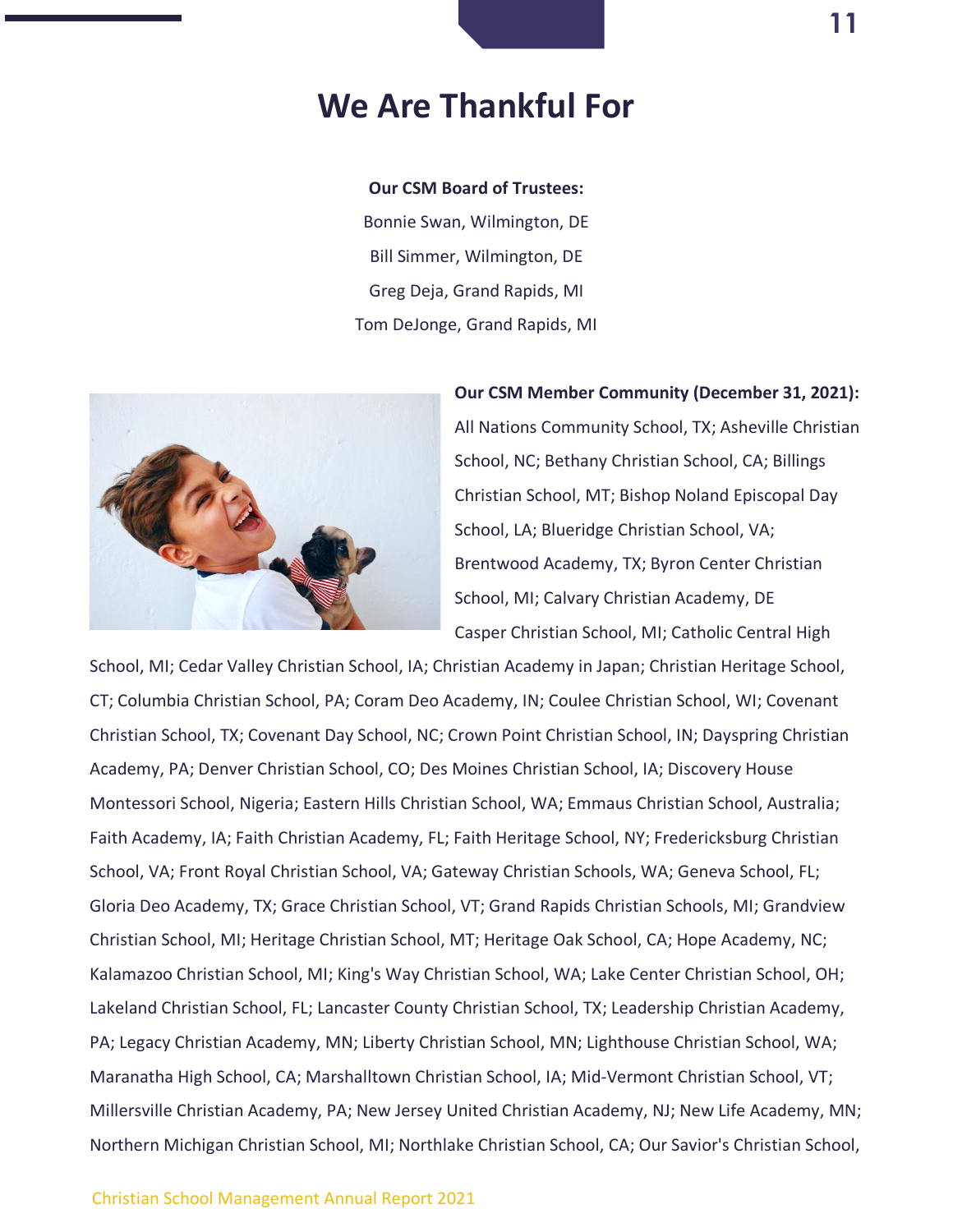# We Are Thankful For

**Our CSM Board of Trustees:**

Bonnie Swan, Wilmington, DE

Bill Simmer, Wilmington, DE

Greg Deja, Grand Rapids, MI

Tom DeJonge, Grand Rapids, MI

**Our CSM Member Community (December 31, 2021):**

All Nations Community School, TX; Asheville Christian School, NC; Bethany Christian School, CA; Billings Christian School, MT; Bishop Noland Episcopal Day School, LA; Blueridge Christian School, VA; Brentwood Academy, TX; Byron Center Christian School, MI; Calvary Christian Academy, DE Casper Christian School, MI; Catholic Central High School, MI; Cedar Valley Christian School, IA; Christian Academy in Japan; Christian Heritage School, CT; Columbia Christian School, PA; Coram Deo Academy, IN; Coulee Christian School, WI; Covenant Christian School, TX; Covenant Day School, NC; Crown Point Christian School, IN; Dayspring Christian Academy, PA; Denver Christian School, CO; Des Moines Christian School, IA; Discovery House Montessori School, Nigeria; Eastern Hills Christian School, WA; Emmaus Christian School, Australia; Faith Academy, IA; Faith Christian Academy, FL; Faith Heritage School, NY; Fredericksburg Christian School, VA; Front Royal Christian School, VA; Gateway Christian Schools, WA; Geneva School, FL; Gloria Deo Academy, TX; Grace Christian School, VT; Grand Rapids Christian Schools, MI; Grandview Christian School, MI; Heritage Christian School, MT; Heritage Oak School, CA; Hope Academy, NC; Kalamazoo Christian School, MI; King's Way Christian School, WA; Lake Center Christian School, OH; Lakeland Christian School, FL; Lancaster County Christian School, TX; Leadership Christian Academy, PA; Legacy Christian Academy, MN; Liberty Christian School, MN; Lighthouse Christian School, WA; Maranatha High School, CA; Marshalltown Christian School, IA; Mid-Vermont Christian School, VT; Millersville Christian Academy, PA; New Jersey United Christian Academy, NJ; New Life Academy, MN; Northern Michigan Christian School, MI; Northlake Christian School, CA; Our Savior's Christian School,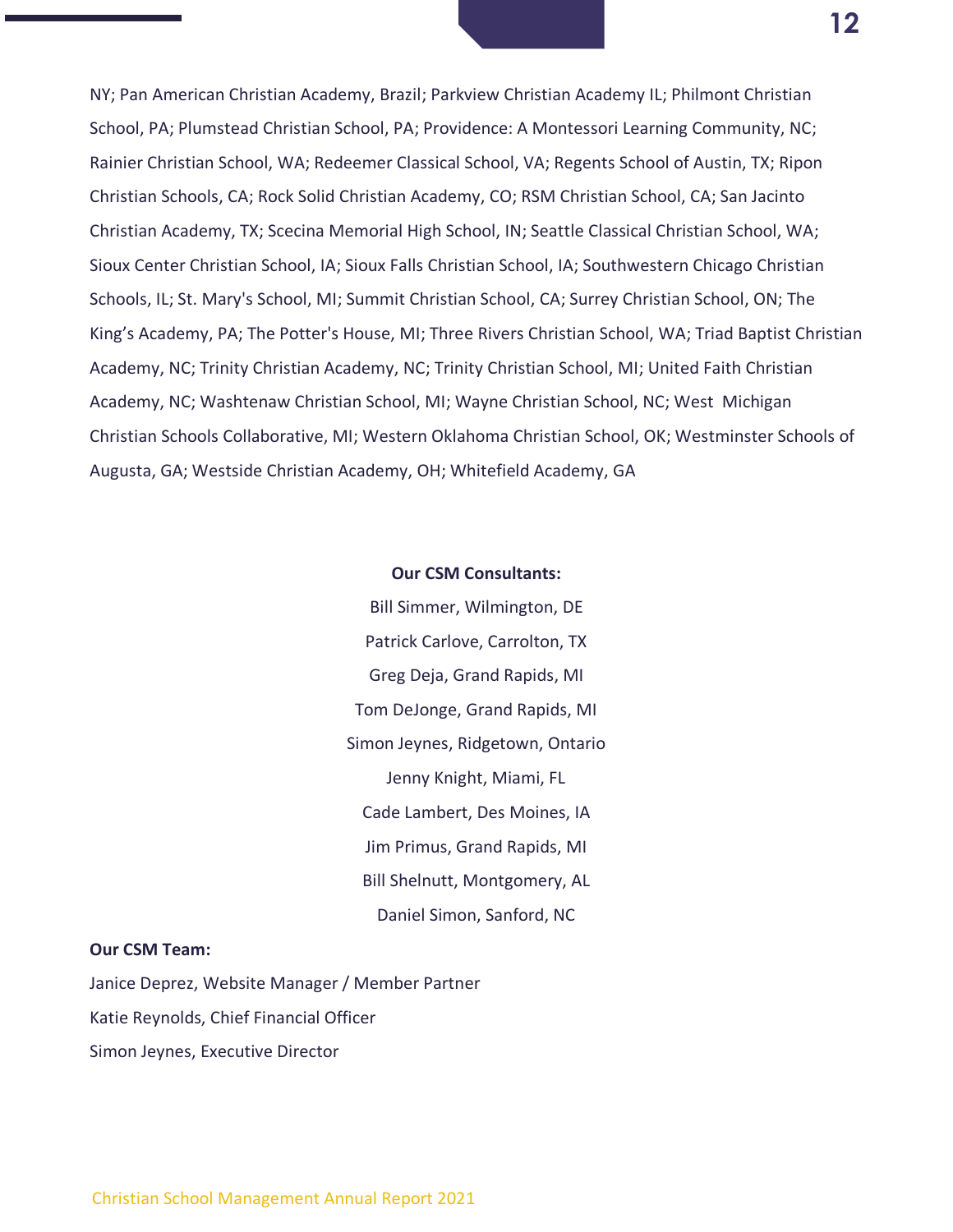NY; Pan American Christian Academy, Brazil; Parkview Christian Academy IL; Philmont Christian School, PA; Plumstead Christian School, PA; Providence: A Montessori Learning Community, NC; Rainier Christian School, WA; Redeemer Classical School, VA; Regents School of Austin, TX; Ripon Christian Schools, CA; Rock Solid Christian Academy, CO; RSM Christian School, CA; San Jacinto Christian Academy, TX; Scecina Memorial High School, IN; Seattle Classical Christian School, WA; Sioux Center Christian School, IA; Sioux Falls Christian School, IA; Southwestern Chicago Christian Schools, IL; St. Mary's School, MI; Summit Christian School, CA; Surrey Christian School, ON; The King's Academy, PA; The Potter's House, MI; Three Rivers Christian School, WA; Triad Baptist Christian Academy, NC; Trinity Christian Academy, NC; Trinity Christian School, MI; United Faith Christian Academy, NC; Washtenaw Christian School, MI; Wayne Christian School, NC; West Michigan Christian Schools Collaborative, MI; Western Oklahoma Christian School, OK; Westminster Schools of Augusta, GA; Westside Christian Academy, OH; Whitefield Academy, GA

**Our CSM Consultants:**

Bill Simmer, Wilmington, DE
Patrick Carlove, Carrolton, TX
Greg Deja, Grand Rapids, MI
Tom DeJonge, Grand Rapids, MI
Simon Jeynes, Ridgetown, Ontario
Jenny Knight, Miami, FL
Cade Lambert, Des Moines, IA
Jim Primus, Grand Rapids, MI
Bill Shelnutt, Montgomery, AL
Daniel Simon, Sanford, NC

**Our CSM Team:**

Janice Deprez, Website Manager / Member Partner
Katie Reynolds, Chief Financial Officer
Simon Jeynes, Executive Director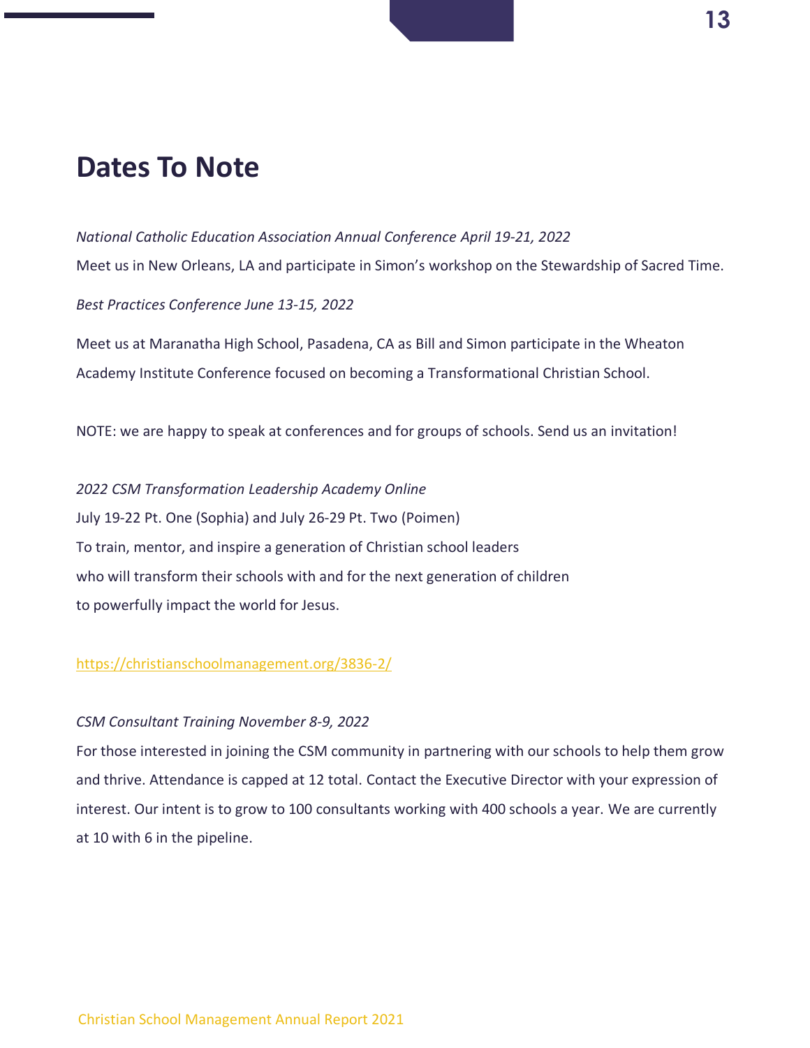# Dates To Note

*National Catholic Education Association Annual Conference April 19-21, 2022*

Meet us in New Orleans, LA and participate in Simon's workshop on the Stewardship of Sacred Time.

*Best Practices Conference June 13-15, 2022*

Meet us at Maranatha High School, Pasadena, CA as Bill and Simon participate in the Wheaton Academy Institute Conference focused on becoming a Transformational Christian School.

NOTE: we are happy to speak at conferences and for groups of schools. Send us an invitation!

*2022 CSM Transformation Leadership Academy Online*

July 19-22 Pt. One (Sophia) and July 26-29 Pt. Two (Poimen)
To train, mentor, and inspire a generation of Christian school leaders
who will transform their schools with and for the next generation of children
to powerfully impact the world for Jesus.

https://christianschoolmanagement.org/3836-2/

*CSM Consultant Training November 8-9, 2022*

For those interested in joining the CSM community in partnering with our schools to help them grow and thrive. Attendance is capped at 12 total. Contact the Executive Director with your expression of interest. Our intent is to grow to 100 consultants working with 400 schools a year. We are currently at 10 with 6 in the pipeline.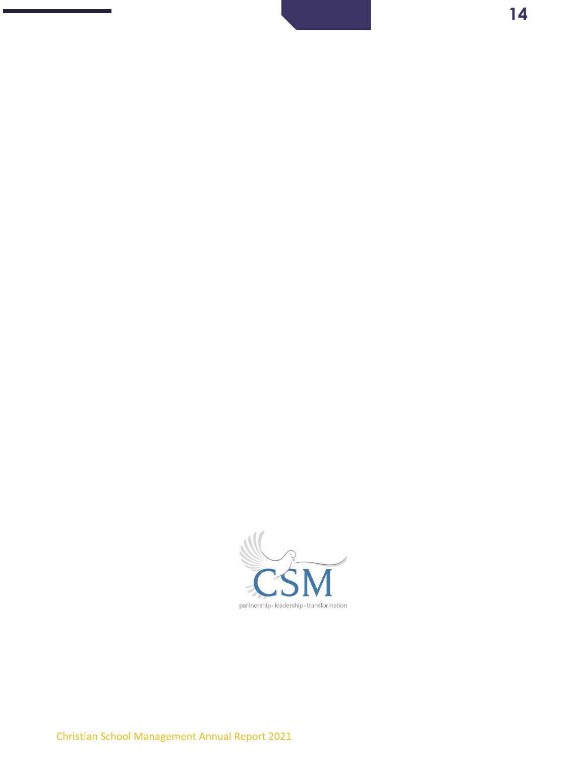CSM

partnership • leadership • transformation